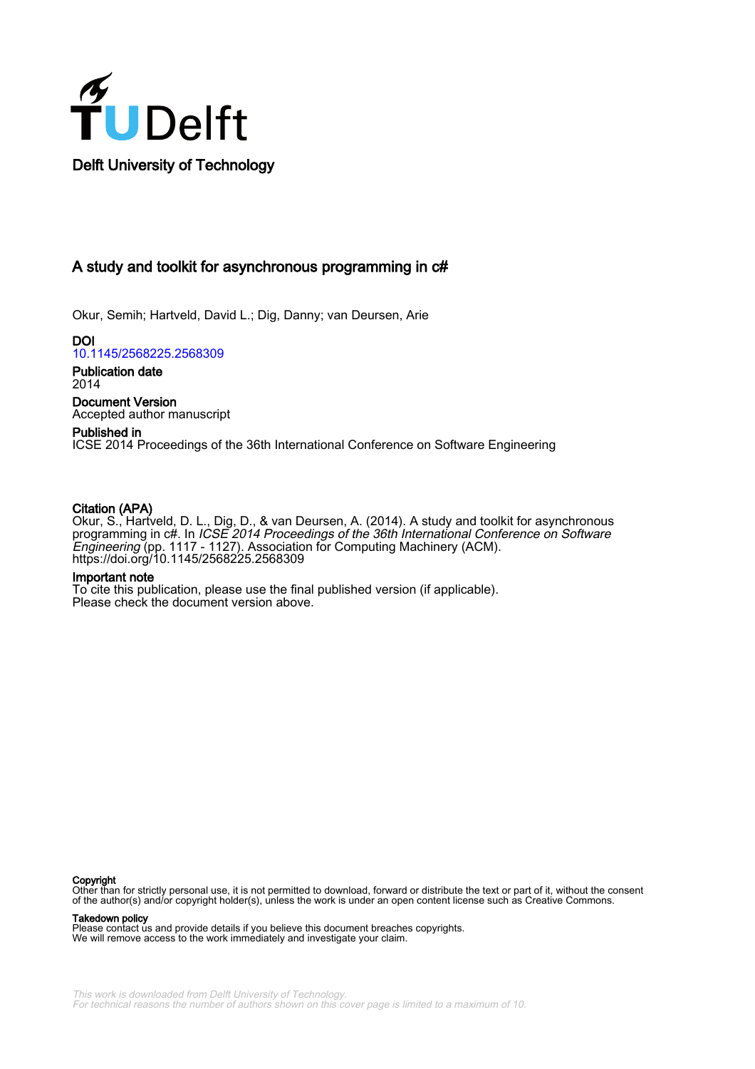Delft University of Technology

# A study and toolkit for asynchronous programming in c#

Okur, Semih; Hartveld, David L.; Dig, Danny; van Deursen, Arie

**DOI**
10.1145/2568225.2568309

**Publication date**
2014

**Document Version**
Accepted author manuscript

**Published in**
ICSE 2014 Proceedings of the 36th International Conference on Software Engineering

**Citation (APA)**
Okur, S., Hartveld, D. L., Dig, D., & van Deursen, A. (2014). A study and toolkit for asynchronous programming in c#. In *ICSE 2014 Proceedings of the 36th International Conference on Software Engineering* (pp. 1117 - 1127). Association for Computing Machinery (ACM). https://doi.org/10.1145/2568225.2568309

**Important note**
To cite this publication, please use the final published version (if applicable). Please check the document version above.

**Copyright**
Other than for strictly personal use, it is not permitted to download, forward or distribute the text or part of it, without the consent of the author(s) and/or copyright holder(s), unless the work is under an open content license such as Creative Commons.

**Takedown policy**
Please contact us and provide details if you believe this document breaches copyrights. We will remove access to the work immediately and investigate your claim.

*This work is downloaded from Delft University of Technology.*
*For technical reasons the number of authors shown on this cover page is limited to a maximum of 10.*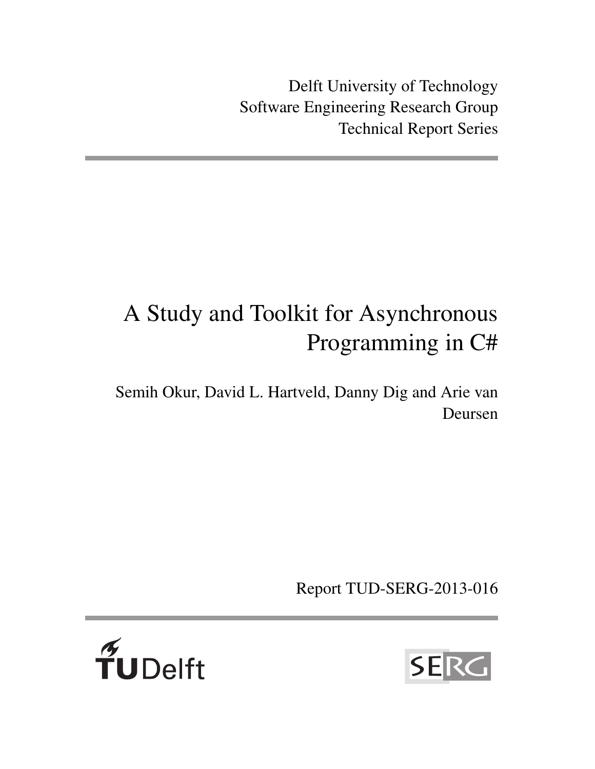Delft University of Technology
Software Engineering Research Group
Technical Report Series

# A Study and Toolkit for Asynchronous Programming in C#

Semih Okur, David L. Hartveld, Danny Dig and Arie van Deursen

Report TUD-SERG-2013-016

TUDelft

SERG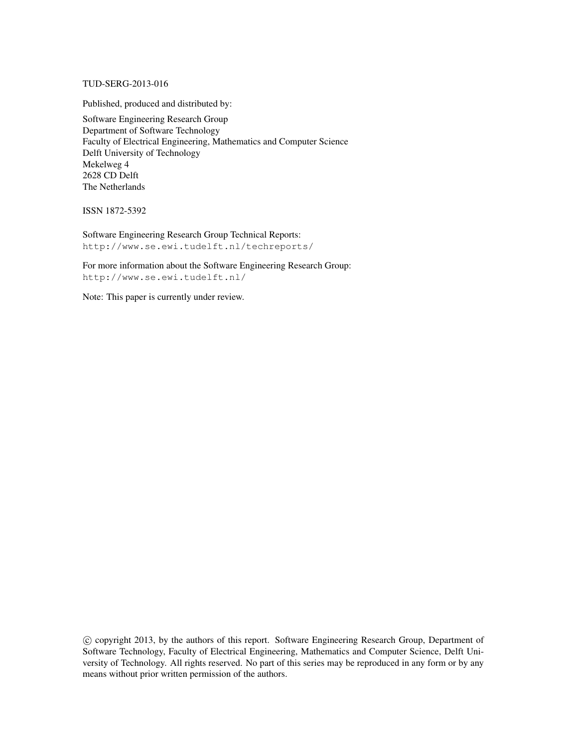TUD-SERG-2013-016

Published, produced and distributed by:

Software Engineering Research Group
Department of Software Technology
Faculty of Electrical Engineering, Mathematics and Computer Science
Delft University of Technology
Mekelweg 4
2628 CD Delft
The Netherlands

ISSN 1872-5392

Software Engineering Research Group Technical Reports:
`http://www.se.ewi.tudelft.nl/techreports/`

For more information about the Software Engineering Research Group:
`http://www.se.ewi.tudelft.nl/`

Note: This paper is currently under review.

© copyright 2013, by the authors of this report. Software Engineering Research Group, Department of Software Technology, Faculty of Electrical Engineering, Mathematics and Computer Science, Delft University of Technology. All rights reserved. No part of this series may be reproduced in any form or by any means without prior written permission of the authors.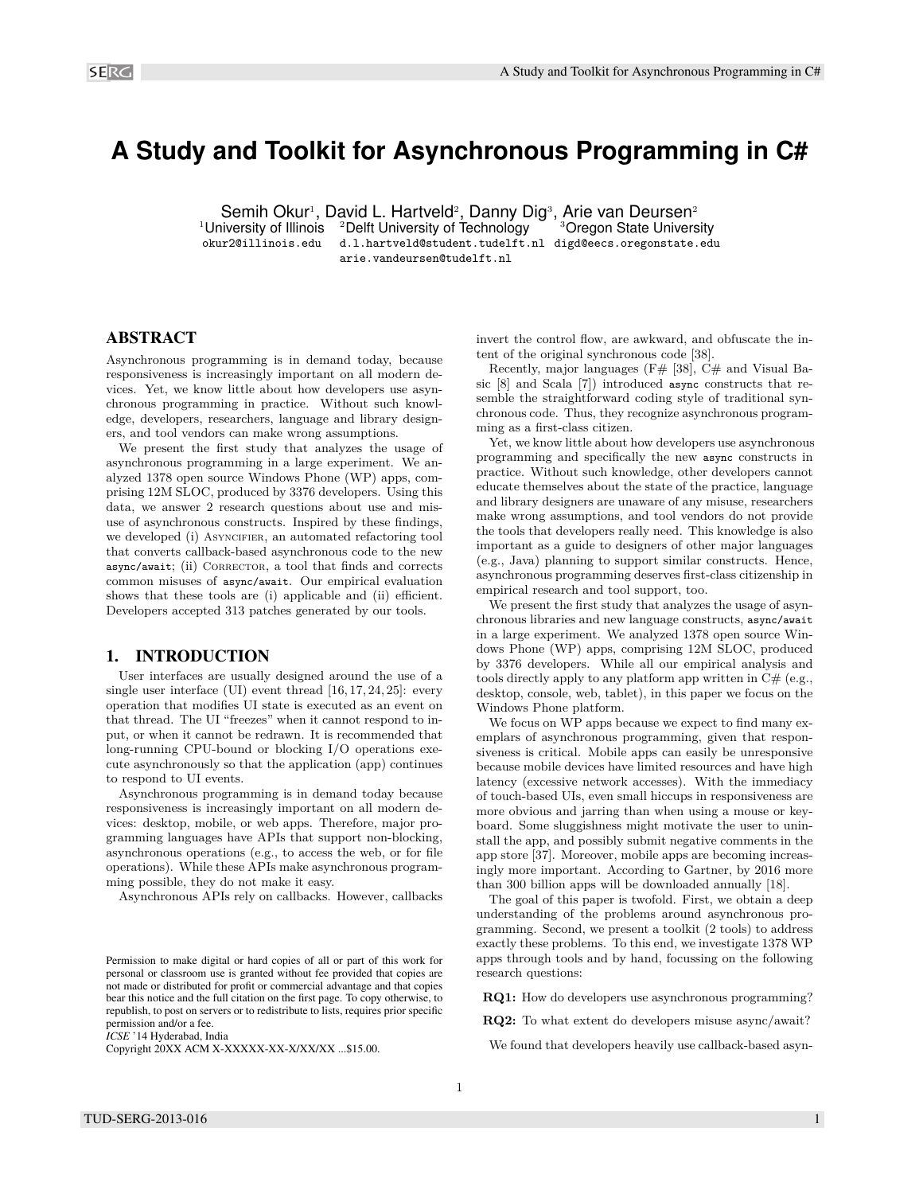# A Study and Toolkit for Asynchronous Programming in C#

Semih Okur[1], David L. Hartveld[2], Danny Dig[3], Arie van Deursen[2]
[1]University of Illinois [2]Delft University of Technology [3]Oregon State University
okur2@illinois.edu d.l.hartveld@student.tudelft.nl digd@eecs.oregonstate.edu
arie.vandeursen@tudelft.nl

## ABSTRACT

Asynchronous programming is in demand today, because responsiveness is increasingly important on all modern devices. Yet, we know little about how developers use asynchronous programming in practice. Without such knowledge, developers, researchers, language and library designers, and tool vendors can make wrong assumptions.

We present the first study that analyzes the usage of asynchronous programming in a large experiment. We analyzed 1378 open source Windows Phone (WP) apps, comprising 12M SLOC, produced by 3376 developers. Using this data, we answer 2 research questions about use and misuse of asynchronous constructs. Inspired by these findings, we developed (i) Asyncifier, an automated refactoring tool that converts callback-based asynchronous code to the new `async/await`; (ii) Corrector, a tool that finds and corrects common misuses of `async/await`. Our empirical evaluation shows that these tools are (i) applicable and (ii) efficient. Developers accepted 313 patches generated by our tools.

## 1. INTRODUCTION

User interfaces are usually designed around the use of a single user interface (UI) event thread [16, 17, 24, 25]: every operation that modifies UI state is executed as an event on that thread. The UI "freezes" when it cannot respond to input, or when it cannot be redrawn. It is recommended that long-running CPU-bound or blocking I/O operations execute asynchronously so that the application (app) continues to respond to UI events.

Asynchronous programming is in demand today because responsiveness is increasingly important on all modern devices: desktop, mobile, or web apps. Therefore, major programming languages have APIs that support non-blocking, asynchronous operations (e.g., to access the web, or for file operations). While these APIs make asynchronous programming possible, they do not make it easy.

Asynchronous APIs rely on callbacks. However, callbacks invert the control flow, are awkward, and obfuscate the intent of the original synchronous code [38].

Recently, major languages (F# [38], C# and Visual Basic [8] and Scala [7]) introduced `async` constructs that resemble the straightforward coding style of traditional synchronous code. Thus, they recognize asynchronous programming as a first-class citizen.

Yet, we know little about how developers use asynchronous programming and specifically the new `async` constructs in practice. Without such knowledge, other developers cannot educate themselves about the state of the practice, language and library designers are unaware of any misuse, researchers make wrong assumptions, and tool vendors do not provide the tools that developers really need. This knowledge is also important as a guide to designers of other major languages (e.g., Java) planning to support similar constructs. Hence, asynchronous programming deserves first-class citizenship in empirical research and tool support, too.

We present the first study that analyzes the usage of asynchronous libraries and new language constructs, `async/await` in a large experiment. We analyzed 1378 open source Windows Phone (WP) apps, comprising 12M SLOC, produced by 3376 developers. While all our empirical analysis and tools directly apply to any platform app written in C# (e.g., desktop, console, web, tablet), in this paper we focus on the Windows Phone platform.

We focus on WP apps because we expect to find many exemplars of asynchronous programming, given that responsiveness is critical. Mobile apps can easily be unresponsive because mobile devices have limited resources and have high latency (excessive network accesses). With the immediacy of touch-based UIs, even small hiccups in responsiveness are more obvious and jarring than when using a mouse or keyboard. Some sluggishness might motivate the user to uninstall the app, and possibly submit negative comments in the app store [37]. Moreover, mobile apps are becoming increasingly more important. According to Gartner, by 2016 more than 300 billion apps will be downloaded annually [18].

The goal of this paper is twofold. First, we obtain a deep understanding of the problems around asynchronous programming. Second, we present a toolkit (2 tools) to address exactly these problems. To this end, we investigate 1378 WP apps through tools and by hand, focussing on the following research questions:

**RQ1:** How do developers use asynchronous programming?

**RQ2:** To what extent do developers misuse async/await?

We found that developers heavily use callback-based asyn-

Permission to make digital or hard copies of all or part of this work for personal or classroom use is granted without fee provided that copies are not made or distributed for profit or commercial advantage and that copies bear this notice and the full citation on the first page. To copy otherwise, to republish, to post on servers or to redistribute to lists, requires prior specific permission and/or a fee.
*ICSE* '14 Hyderabad, India
Copyright 20XX ACM X-XXXXX-XX-X/XX/XX ...$15.00.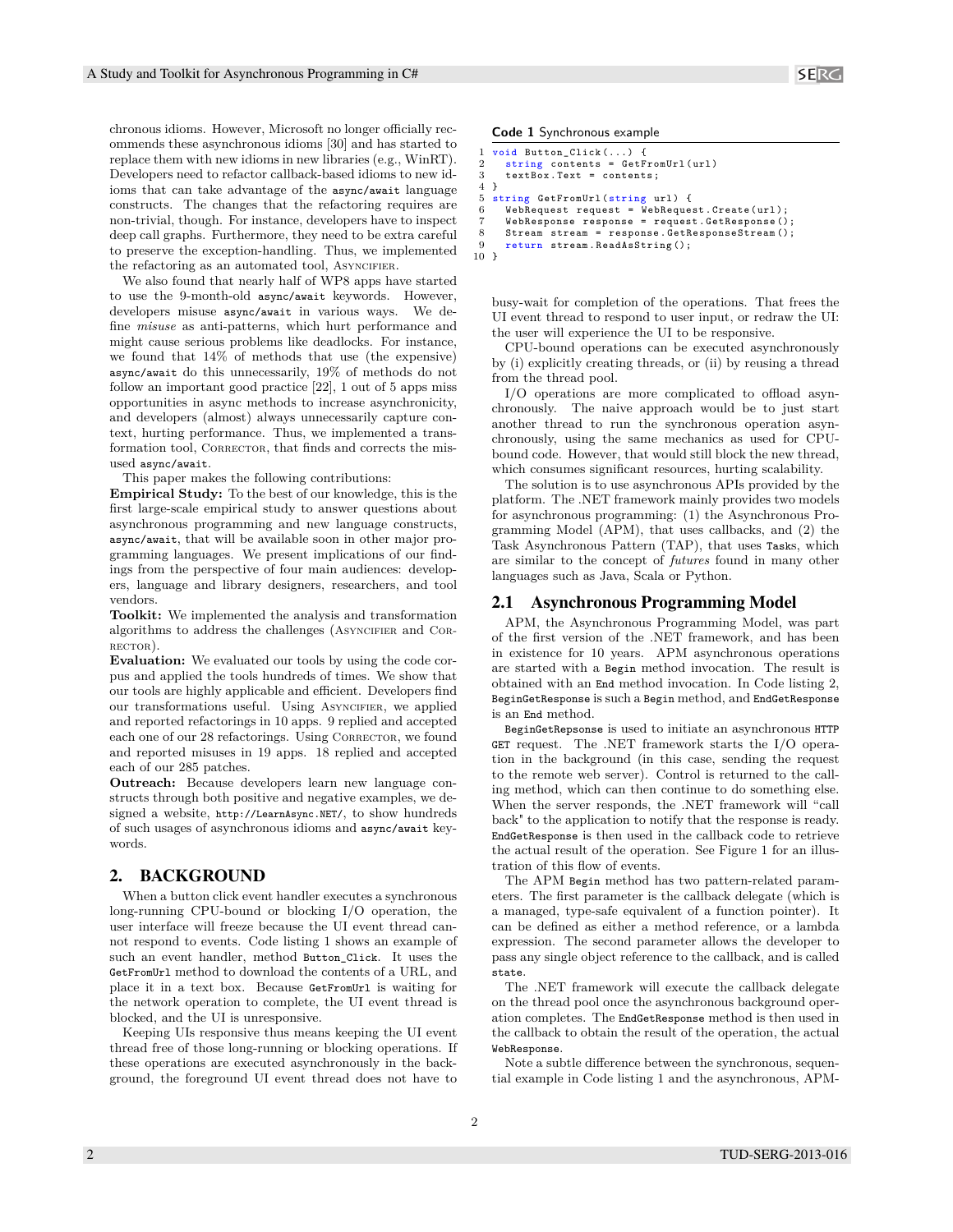chronous idioms. However, Microsoft no longer officially recommends these asynchronous idioms [30] and has started to replace them with new idioms in new libraries (e.g., WinRT). Developers need to refactor callback-based idioms to new idioms that can take advantage of the `async/await` language constructs. The changes that the refactoring requires are non-trivial, though. For instance, developers have to inspect deep call graphs. Furthermore, they need to be extra careful to preserve the exception-handling. Thus, we implemented the refactoring as an automated tool, Asyncifier.

We also found that nearly half of WP8 apps have started to use the 9-month-old `async/await` keywords. However, developers misuse `async/await` in various ways. We define *misuse* as anti-patterns, which hurt performance and might cause serious problems like deadlocks. For instance, we found that 14% of methods that use (the expensive) `async/await` do this unnecessarily, 19% of methods do not follow an important good practice [22], 1 out of 5 apps miss opportunities in async methods to increase asynchronicity, and developers (almost) always unnecessarily capture context, hurting performance. Thus, we implemented a transformation tool, Corrector, that finds and corrects the misused `async/await`.

This paper makes the following contributions:

**Empirical Study:** To the best of our knowledge, this is the first large-scale empirical study to answer questions about asynchronous programming and new language constructs, `async/await`, that will be available soon in other major programming languages. We present implications of our findings from the perspective of four main audiences: developers, language and library designers, researchers, and tool vendors.

**Toolkit:** We implemented the analysis and transformation algorithms to address the challenges (Asyncifier and Corrector).

**Evaluation:** We evaluated our tools by using the code corpus and applied the tools hundreds of times. We show that our tools are highly applicable and efficient. Developers find our transformations useful. Using Asyncifier, we applied and reported refactorings in 10 apps. 9 replied and accepted each one of our 28 refactorings. Using Corrector, we found and reported misuses in 19 apps. 18 replied and accepted each of our 285 patches.

**Outreach:** Because developers learn new language constructs through both positive and negative examples, we designed a website, `http://LearnAsync.NET/`, to show hundreds of such usages of asynchronous idioms and `async/await` keywords.

## 2. BACKGROUND

When a button click event handler executes a synchronous long-running CPU-bound or blocking I/O operation, the user interface will freeze because the UI event thread cannot respond to events. Code listing 1 shows an example of such an event handler, method `Button_Click`. It uses the `GetFromUrl` method to download the contents of a URL, and place it in a text box. Because `GetFromUrl` is waiting for the network operation to complete, the UI event thread is blocked, and the UI is unresponsive.

Keeping UIs responsive thus means keeping the UI event thread free of those long-running or blocking operations. If these operations are executed asynchronously in the background, the foreground UI event thread does not have to busy-wait for completion of the operations. That frees the UI event thread to respond to user input, or redraw the UI: the user will experience the UI to be responsive.

**Code 1** Synchronous example

```
1  void Button_Click(...) {
2    string contents = GetFromUrl(url)
3    textBox.Text = contents;
4  }
5  string GetFromUrl(string url) {
6    WebRequest request = WebRequest.Create(url);
7    WebResponse response = request.GetResponse();
8    Stream stream = response.GetResponseStream();
9    return stream.ReadAsString();
10 }
```

CPU-bound operations can be executed asynchronously by (i) explicitly creating threads, or (ii) by reusing a thread from the thread pool.

I/O operations are more complicated to offload asynchronously. The naive approach would be to just start another thread to run the synchronous operation asynchronously, using the same mechanics as used for CPU-bound code. However, that would still block the new thread, which consumes significant resources, hurting scalability.

The solution is to use asynchronous APIs provided by the platform. The .NET framework mainly provides two models for asynchronous programming: (1) the Asynchronous Programming Model (APM), that uses callbacks, and (2) the Task Asynchronous Pattern (TAP), that uses `Task`s, which are similar to the concept of *futures* found in many other languages such as Java, Scala or Python.

### 2.1 Asynchronous Programming Model

APM, the Asynchronous Programming Model, was part of the first version of the .NET framework, and has been in existence for 10 years. APM asynchronous operations are started with a `Begin` method invocation. The result is obtained with an `End` method invocation. In Code listing 2, `BeginGetResponse` is such a `Begin` method, and `EndGetResponse` is an `End` method.

`BeginGetRepsonse` is used to initiate an asynchronous `HTTP GET` request. The .NET framework starts the I/O operation in the background (in this case, sending the request to the remote web server). Control is returned to the calling method, which can then continue to do something else. When the server responds, the .NET framework will "call back" to the application to notify that the response is ready. `EndGetResponse` is then used in the callback code to retrieve the actual result of the operation. See Figure 1 for an illustration of this flow of events.

The APM `Begin` method has two pattern-related parameters. The first parameter is the callback delegate (which is a managed, type-safe equivalent of a function pointer). It can be defined as either a method reference, or a lambda expression. The second parameter allows the developer to pass any single object reference to the callback, and is called `state`.

The .NET framework will execute the callback delegate on the thread pool once the asynchronous background operation completes. The `EndGetResponse` method is then used in the callback to obtain the result of the operation, the actual `WebResponse`.

Note a subtle difference between the synchronous, sequential example in Code listing 1 and the asynchronous, APM-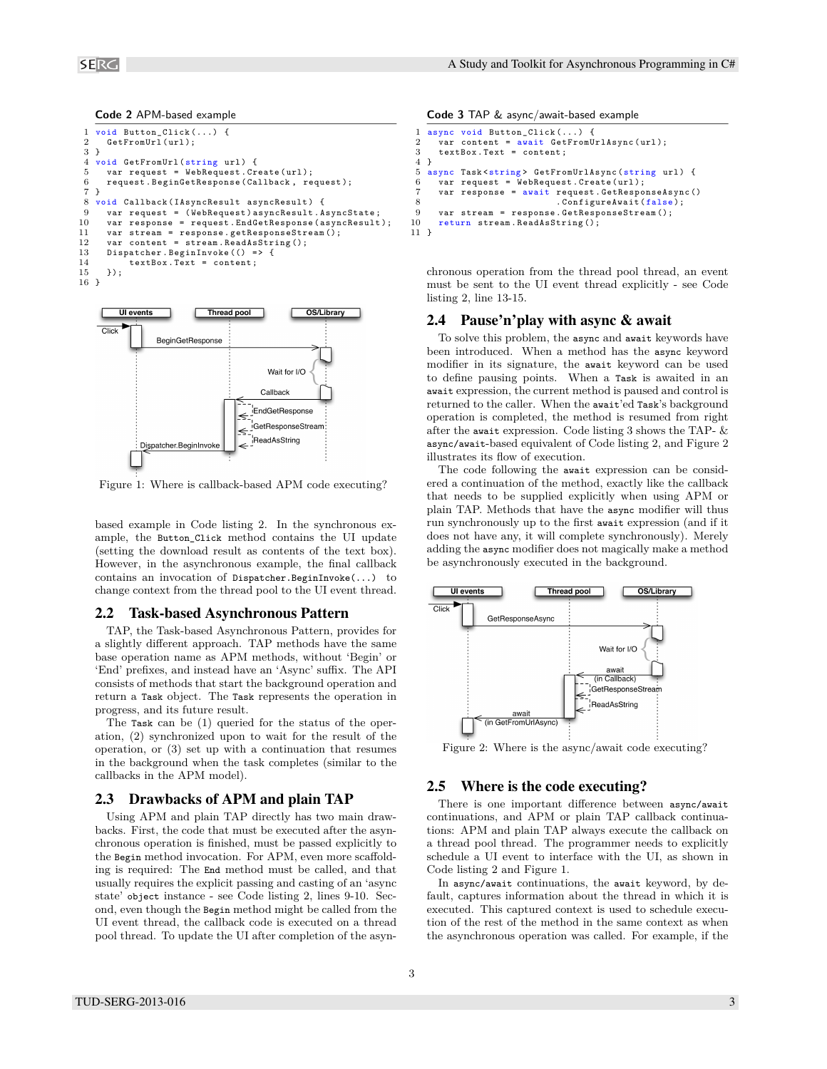**Code 2** APM-based example

```
1  void Button_Click(...) {
2    GetFromUrl(url);
3  }
4  void GetFromUrl(string url) {
5    var request = WebRequest.Create(url);
6    request.BeginGetResponse(Callback, request);
7  }
8  void Callback(IAsyncResult asyncResult) {
9    var request = (WebRequest)asyncResult.AsyncState;
10   var response = request.EndGetResponse(asyncResult);
11   var stream = response.getResponseStream();
12   var content = stream.ReadAsString();
13   Dispatcher.BeginInvoke(() => {
14       textBox.Text = content;
15   });
16 }
```

Figure 1: Where is callback-based APM code executing?

based example in Code listing 2. In the synchronous example, the `Button_Click` method contains the UI update (setting the download result as contents of the text box). However, in the asynchronous example, the final callback contains an invocation of `Dispatcher.BeginInvoke(...)` to change context from the thread pool to the UI event thread.

## 2.2 Task-based Asynchronous Pattern

TAP, the Task-based Asynchronous Pattern, provides for a slightly different approach. TAP methods have the same base operation name as APM methods, without 'Begin' or 'End' prefixes, and instead have an 'Async' suffix. The API consists of methods that start the background operation and return a `Task` object. The `Task` represents the operation in progress, and its future result.

The `Task` can be (1) queried for the status of the operation, (2) synchronized upon to wait for the result of the operation, or (3) set up with a continuation that resumes in the background when the task completes (similar to the callbacks in the APM model).

## 2.3 Drawbacks of APM and plain TAP

Using APM and plain TAP directly has two main drawbacks. First, the code that must be executed after the asynchronous operation is finished, must be passed explicitly to the `Begin` method invocation. For APM, even more scaffolding is required: The `End` method must be called, and that usually requires the explicit passing and casting of an 'async state' `object` instance - see Code listing 2, lines 9-10. Second, even though the `Begin` method might be called from the UI event thread, the callback code is executed on a thread pool thread. To update the UI after completion of the asynchronous operation from the thread pool thread, an event must be sent to the UI event thread explicitly - see Code listing 2, line 13-15.

**Code 3** TAP & async/await-based example

```
1  async void Button_Click(...) {
2    var content = await GetFromUrlAsync(url);
3    textBox.Text = content;
4  }
5  async Task<string> GetFromUrlAsync(string url) {
6    var request = WebRequest.Create(url);
7    var response = await request.GetResponseAsync()
8                      .ConfigureAwait(false);
9    var stream = response.GetResponseStream();
10   return stream.ReadAsString();
11 }
```

## 2.4 Pause'n'play with async & await

To solve this problem, the `async` and `await` keywords have been introduced. When a method has the `async` keyword modifier in its signature, the `await` keyword can be used to define pausing points. When a `Task` is awaited in an `await` expression, the current method is paused and control is returned to the caller. When the `await`'ed `Task`'s background operation is completed, the method is resumed from right after the `await` expression. Code listing 3 shows the TAP- & `async/await`-based equivalent of Code listing 2, and Figure 2 illustrates its flow of execution.

The code following the `await` expression can be considered a continuation of the method, exactly like the callback that needs to be supplied explicitly when using APM or plain TAP. Methods that have the `async` modifier will thus run synchronously up to the first `await` expression (and if it does not have any, it will complete synchronously). Merely adding the `async` modifier does not magically make a method be asynchronously executed in the background.

Figure 2: Where is the async/await code executing?

## 2.5 Where is the code executing?

There is one important difference between `async/await` continuations, and APM or plain TAP callback continuations: APM and plain TAP always execute the callback on a thread pool thread. The programmer needs to explicitly schedule a UI event to interface with the UI, as shown in Code listing 2 and Figure 1.

In `async/await` continuations, the `await` keyword, by default, captures information about the thread in which it is executed. This captured context is used to schedule execution of the rest of the method in the same context as when the asynchronous operation was called. For example, if the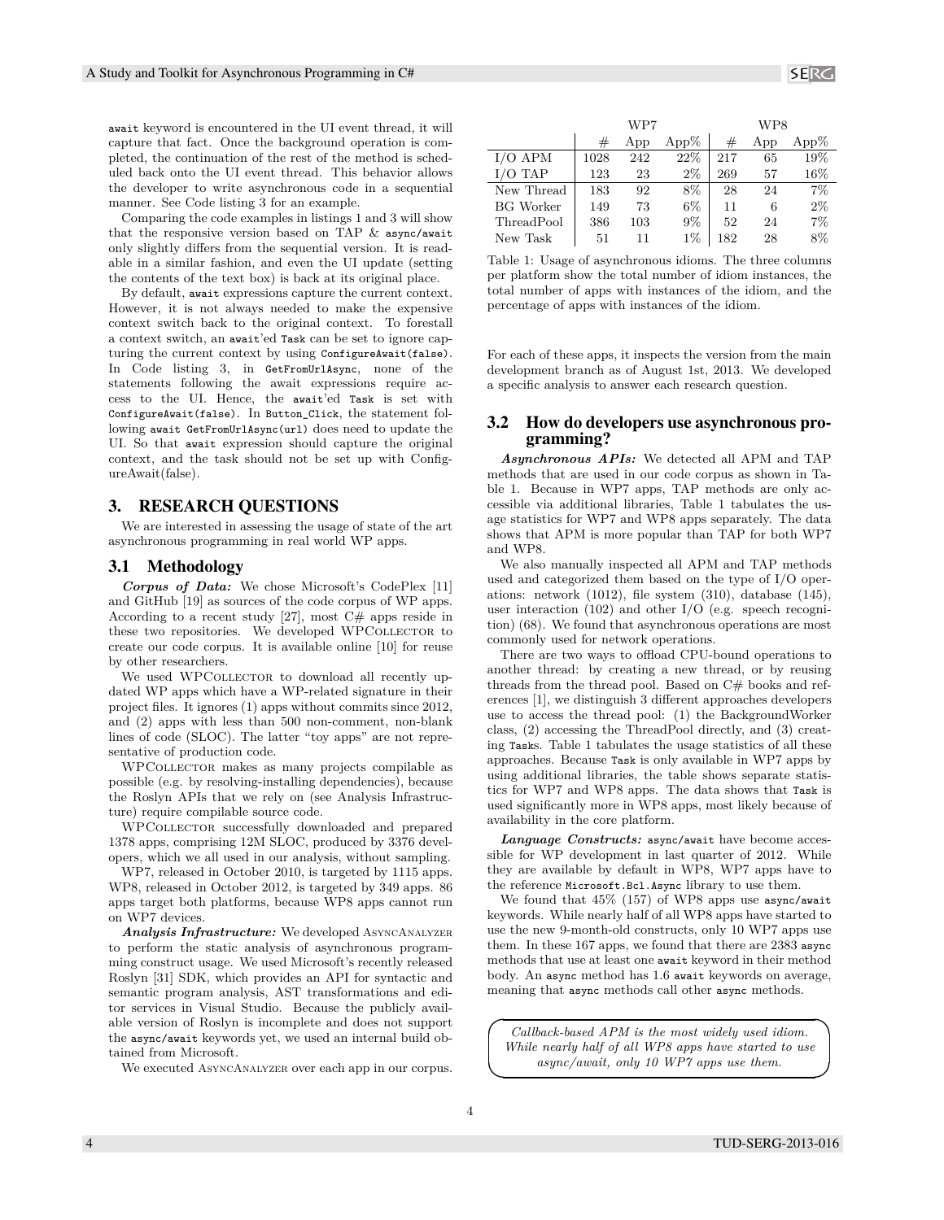`await` keyword is encountered in the UI event thread, it will capture that fact. Once the background operation is completed, the continuation of the rest of the method is scheduled back onto the UI event thread. This behavior allows the developer to write asynchronous code in a sequential manner. See Code listing 3 for an example.

Comparing the code examples in listings 1 and 3 will show that the responsive version based on TAP & `async/await` only slightly differs from the sequential version. It is readable in a similar fashion, and even the UI update (setting the contents of the text box) is back at its original place.

By default, `await` expressions capture the current context. However, it is not always needed to make the expensive context switch back to the original context. To forestall a context switch, an `await`'ed `Task` can be set to ignore capturing the current context by using `ConfigureAwait(false)`. In Code listing 3, in `GetFromUrlAsync`, none of the statements following the await expressions require access to the UI. Hence, the `await`'ed `Task` is set with `ConfigureAwait(false)`. In `Button_Click`, the statement following `await GetFromUrlAsync(url)` does need to update the UI. So that `await` expression should capture the original context, and the task should not be set up with ConfigureAwait(false).

## 3. RESEARCH QUESTIONS

We are interested in assessing the usage of state of the art asynchronous programming in real world WP apps.

### 3.1 Methodology

***Corpus of Data:*** We chose Microsoft's CodePlex [11] and GitHub [19] as sources of the code corpus of WP apps. According to a recent study [27], most C# apps reside in these two repositories. We developed WPCollector to create our code corpus. It is available online [10] for reuse by other researchers.

We used WPCollector to download all recently updated WP apps which have a WP-related signature in their project files. It ignores (1) apps without commits since 2012, and (2) apps with less than 500 non-comment, non-blank lines of code (SLOC). The latter "toy apps" are not representative of production code.

WPCollector makes as many projects compilable as possible (e.g. by resolving-installing dependencies), because the Roslyn APIs that we rely on (see Analysis Infrastructure) require compilable source code.

WPCollector successfully downloaded and prepared 1378 apps, comprising 12M SLOC, produced by 3376 developers, which we all used in our analysis, without sampling.

WP7, released in October 2010, is targeted by 1115 apps. WP8, released in October 2012, is targeted by 349 apps. 86 apps target both platforms, because WP8 apps cannot run on WP7 devices.

***Analysis Infrastructure:*** We developed AsyncAnalyzer to perform the static analysis of asynchronous programming construct usage. We used Microsoft's recently released Roslyn [31] SDK, which provides an API for syntactic and semantic program analysis, AST transformations and editor services in Visual Studio. Because the publicly available version of Roslyn is incomplete and does not support the `async/await` keywords yet, we used an internal build obtained from Microsoft.

We executed AsyncAnalyzer over each app in our corpus.

| | WP7 | | | WP8 | | |
|---|---|---|---|---|---|---|
| | # | App | App% | # | App | App% |
| I/O APM | 1028 | 242 | 22% | 217 | 65 | 19% |
| I/O TAP | 123 | 23 | 2% | 269 | 57 | 16% |
| New Thread | 183 | 92 | 8% | 28 | 24 | 7% |
| BG Worker | 149 | 73 | 6% | 11 | 6 | 2% |
| ThreadPool | 386 | 103 | 9% | 52 | 24 | 7% |
| New Task | 51 | 11 | 1% | 182 | 28 | 8% |

Table 1: Usage of asynchronous idioms. The three columns per platform show the total number of idiom instances, the total number of apps with instances of the idiom, and the percentage of apps with instances of the idiom.

For each of these apps, it inspects the version from the main development branch as of August 1st, 2013. We developed a specific analysis to answer each research question.

### 3.2 How do developers use asynchronous programming?

***Asynchronous APIs:*** We detected all APM and TAP methods that are used in our code corpus as shown in Table 1. Because in WP7 apps, TAP methods are only accessible via additional libraries, Table 1 tabulates the usage statistics for WP7 and WP8 apps separately. The data shows that APM is more popular than TAP for both WP7 and WP8.

We also manually inspected all APM and TAP methods used and categorized them based on the type of I/O operations: network (1012), file system (310), database (145), user interaction (102) and other I/O (e.g. speech recognition) (68). We found that asynchronous operations are most commonly used for network operations.

There are two ways to offload CPU-bound operations to another thread: by creating a new thread, or by reusing threads from the thread pool. Based on C# books and references [1], we distinguish 3 different approaches developers use to access the thread pool: (1) the BackgroundWorker class, (2) accessing the ThreadPool directly, and (3) creating `Tasks`. Table 1 tabulates the usage statistics of all these approaches. Because `Task` is only available in WP7 apps by using additional libraries, the table shows separate statistics for WP7 and WP8 apps. The data shows that `Task` is used significantly more in WP8 apps, most likely because of availability in the core platform.

***Language Constructs:*** `async/await` have become accessible for WP development in last quarter of 2012. While they are available by default in WP8, WP7 apps have to the reference `Microsoft.Bcl.Async` library to use them.

We found that 45% (157) of WP8 apps use `async/await` keywords. While nearly half of all WP8 apps have started to use the new 9-month-old constructs, only 10 WP7 apps use them. In these 167 apps, we found that there are 2383 `async` methods that use at least one `await` keyword in their method body. An `async` method has 1.6 `await` keywords on average, meaning that `async` methods call other `async` methods.

> *Callback-based APM is the most widely used idiom. While nearly half of all WP8 apps have started to use async/await, only 10 WP7 apps use them.*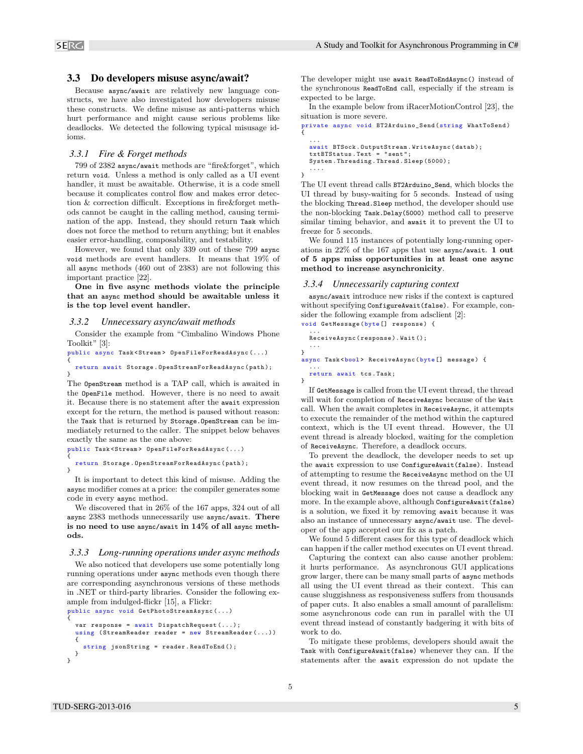## 3.3 Do developers misuse async/await?

Because `async/await` are relatively new language constructs, we have also investigated how developers misuse these constructs. We define misuse as anti-patterns which hurt performance and might cause serious problems like deadlocks. We detected the following typical misusage idioms.

### 3.3.1 Fire & Forget methods

799 of 2382 `async/await` methods are "fire&forget", which return `void`. Unless a method is only called as a UI event handler, it must be awaitable. Otherwise, it is a code smell because it complicates control flow and makes error detection & correction difficult. Exceptions in fire&forget methods cannot be caught in the calling method, causing termination of the app. Instead, they should return `Task` which does not force the method to return anything; but it enables easier error-handling, composability, and testability.

However, we found that only 339 out of these 799 `async void` methods are event handlers. It means that 19% of all `async` methods (460 out of 2383) are not following this important practice [22].

**One in five async methods violate the principle that an `async` method should be awaitable unless it is the top level event handler.**

### 3.3.2 Unnecessary async/await methods

Consider the example from "Cimbalino Windows Phone Toolkit" [3]:

```
public async Task<Stream> OpenFileForReadAsync(...)
{
  return await Storage.OpenStreamForReadAsync(path);
}
```

The `OpenStream` method is a TAP call, which is awaited in the `OpenFile` method. However, there is no need to await it. Because there is no statement after the `await` expression except for the return, the method is paused without reason: the `Task` that is returned by `Storage.OpenStream` can be immediately returned to the caller. The snippet below behaves exactly the same as the one above:

```
public Task<Stream> OpenFileForReadAsync(...)
{
  return Storage.OpenStreamForReadAsync(path);
}
```

It is important to detect this kind of misuse. Adding the `async` modifier comes at a price: the compiler generates some code in every `async` method.

We discovered that in 26% of the 167 apps, 324 out of all `async` 2383 methods unnecessarily use `async/await`. **There is no need to use `async/await` in 14% of all `async` methods.**

### 3.3.3 Long-running operations under async methods

We also noticed that developers use some potentially long running operations under `async` methods even though there are corresponding asynchronous versions of these methods in .NET or third-party libraries. Consider the following example from indulged-flickr [15], a Flickr:

```
public async void GetPhotoStreamAsync(...)
{
  var response = await DispatchRequest(...);
  using (StreamReader reader = new StreamReader(...))
  {
    string jsonString = reader.ReadToEnd();
  }
}
```

The developer might use `await ReadToEndAsync()` instead of the synchronous `ReadToEnd` call, especially if the stream is expected to be large.

In the example below from iRacerMotionControl [23], the situation is more severe.

```
private async void BT2Arduino_Send(string WhatToSend)
{
  ...
  await BTSock.OutputStream.WriteAsync(datab);
  txtBTStatus.Text = "sent";
  System.Threading.Thread.Sleep(5000);
  ....
}
```

The UI event thread calls `BT2Arduino_Send`, which blocks the UI thread by busy-waiting for 5 seconds. Instead of using the blocking `Thread.Sleep` method, the developer should use the non-blocking `Task.Delay(5000)` method call to preserve similar timing behavior, and `await` it to prevent the UI to freeze for 5 seconds.

We found 115 instances of potentially long-running operations in 22% of the 167 apps that use `async/await`. **1 out of 5 apps miss opportunities in at least one async method to increase asynchronicity**.

### 3.3.4 Unnecessarily capturing context

`async/await` introduce new risks if the context is captured without specifying `ConfigureAwait(false)`. For example, consider the following example from adsclient [2]:

```
void GetMessage(byte[] response) {
  ...
  ReceiveAsync(response).Wait();
  ...
}
async Task<bool> ReceiveAsync(byte[] message) {
  ...
  return await tcs.Task;
}
```

If `GetMessage` is called from the UI event thread, the thread will wait for completion of `ReceiveAsync` because of the `Wait` call. When the await completes in `ReceiveAsync`, it attempts to execute the remainder of the method within the captured context, which is the UI event thread. However, the UI event thread is already blocked, waiting for the completion of `ReceiveAsync`. Therefore, a deadlock occurs.

To prevent the deadlock, the developer needs to set up the `await` expression to use `ConfigureAwait(false)`. Instead of attempting to resume the `ReceiveAsync` method on the UI event thread, it now resumes on the thread pool, and the blocking wait in `GetMessage` does not cause a deadlock any more. In the example above, although `ConfigureAwait(false)` is a solution, we fixed it by removing `await` because it was also an instance of unnecessary `async/await` use. The developer of the app accepted our fix as a patch.

We found 5 different cases for this type of deadlock which can happen if the caller method executes on UI event thread.

Capturing the context can also cause another problem: it hurts performance. As asynchronous GUI applications grow larger, there can be many small parts of `async` methods all using the UI event thread as their context. This can cause sluggishness as responsiveness suffers from thousands of paper cuts. It also enables a small amount of parallelism: some asynchronous code can run in parallel with the UI event thread instead of constantly badgering it with bits of work to do.

To mitigate these problems, developers should await the `Task` with `ConfigureAwait(false)` whenever they can. If the statements after the `await` expression do not update the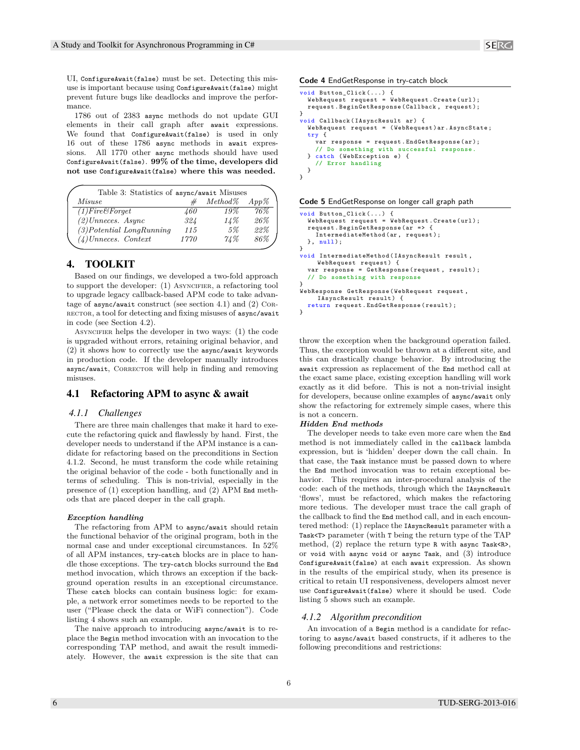UI, `ConfigureAwait(false)` must be set. Detecting this misuse is important because using `ConfigureAwait(false)` might prevent future bugs like deadlocks and improve the performance.

1786 out of 2383 `async` methods do not update GUI elements in their call graph after `await` expressions. We found that `ConfigureAwait(false)` is used in only 16 out of these 1786 `async` methods in `await` expressions. All 1770 other `async` methods should have used `ConfigureAwait(false)`. **99% of the time, developers did not use `ConfigureAwait(false)` where this was needed.**

Table 3: Statistics of async/await Misuses

| *Misuse* | # | *Method%* | *App%* |
|---|---|---|---|
| *(1)Fire&Forget* | *460* | *19%* | *76%* |
| *(2)Unneces. Async* | *324* | *14%* | *26%* |
| *(3)Potential LongRunning* | *115* | *5%* | *22%* |
| *(4)Unneces. Context* | *1770* | *74%* | *86%* |

# 4. TOOLKIT

Based on our findings, we developed a two-fold approach to support the developer: (1) Asyncifier, a refactoring tool to upgrade legacy callback-based APM code to take advantage of `async/await` construct (see section 4.1) and (2) Corrector, a tool for detecting and fixing misuses of `async/await` in code (see Section 4.2).

Asyncifier helps the developer in two ways: (1) the code is upgraded without errors, retaining original behavior, and (2) it shows how to correctly use the `async/await` keywords in production code. If the developer manually introduces `async/await`, Corrector will help in finding and removing misuses.

## 4.1 Refactoring APM to async & await

### *4.1.1 Challenges*

There are three main challenges that make it hard to execute the refactoring quick and flawlessly by hand. First, the developer needs to understand if the APM instance is a candidate for refactoring based on the preconditions in Section 4.1.2. Second, he must transform the code while retaining the original behavior of the code - both functionally and in terms of scheduling. This is non-trivial, especially in the presence of (1) exception handling, and (2) APM `End` methods that are placed deeper in the call graph.

***Exception handling***

The refactoring from APM to `async/await` should retain the functional behavior of the original program, both in the normal case and under exceptional circumstances. In 52% of all APM instances, `try-catch` blocks are in place to handle those exceptions. The `try-catch` blocks surround the `End` method invocation, which throws an exception if the background operation results in an exceptional circumstance. These `catch` blocks can contain business logic: for example, a network error sometimes needs to be reported to the user ("Please check the data or WiFi connection"). Code listing 4 shows such an example.

The naive approach to introducing `async/await` is to replace the `Begin` method invocation with an invocation to the corresponding TAP method, and await the result immediately. However, the `await` expression is the site that can throw the exception when the background operation failed. Thus, the exception would be thrown at a different site, and this can drastically change behavior. By introducing the `await` expression as replacement of the `End` method call at the exact same place, existing exception handling will work exactly as it did before. This is not a non-trivial insight for developers, because online examples of `async/await` only show the refactoring for extremely simple cases, where this is not a concern.

**Code 4** EndGetResponse in try-catch block

```
void Button_Click(...) {
  WebRequest request = WebRequest.Create(url);
  request.BeginGetResponse(Callback, request);
}
void Callback(IAsyncResult ar) {
  WebRequest request = (WebRequest)ar.AsyncState;
  try {
    var response = request.EndGetResponse(ar);
    // Do something with successful response.
  } catch (WebException e) {
    // Error handling
  }
}
```

**Code 5** EndGetResponse on longer call graph path

```
void Button_Click(...) {
  WebRequest request = WebRequest.Create(url);
  request.BeginGetResponse(ar => {
    IntermediateMethod(ar, request);
  }, null);
}
void IntermediateMethod(IAsyncResult result,
     WebRequest request) {
  var response = GetResponse(request, result);
  // Do something with response
}
WebResponse GetResponse(WebRequest request,
     IAsyncResult result) {
  return request.EndGetResponse(result);
}
```

***Hidden End methods***

The developer needs to take even more care when the `End` method is not immediately called in the `callback` lambda expression, but is 'hidden' deeper down the call chain. In that case, the `Task` instance must be passed down to where the `End` method invocation was to retain exceptional behavior. This requires an inter-procedural analysis of the code: each of the methods, through which the `IAsyncResult` 'flows', must be refactored, which makes the refactoring more tedious. The developer must trace the call graph of the callback to find the `End` method call, and in each encountered method: (1) replace the `IAsyncResult` parameter with a `Task<T>` parameter (with `T` being the return type of the TAP method, (2) replace the return type `R` with `async Task<R>`, or `void` with `async void` or `async Task`, and (3) introduce `ConfigureAwait(false)` at each `await` expression. As shown in the results of the empirical study, when its presence is critical to retain UI responsiveness, developers almost never use `ConfigureAwait(false)` where it should be used. Code listing 5 shows such an example.

### *4.1.2 Algorithm precondition*

An invocation of a `Begin` method is a candidate for refactoring to `async/await` based constructs, if it adheres to the following preconditions and restrictions: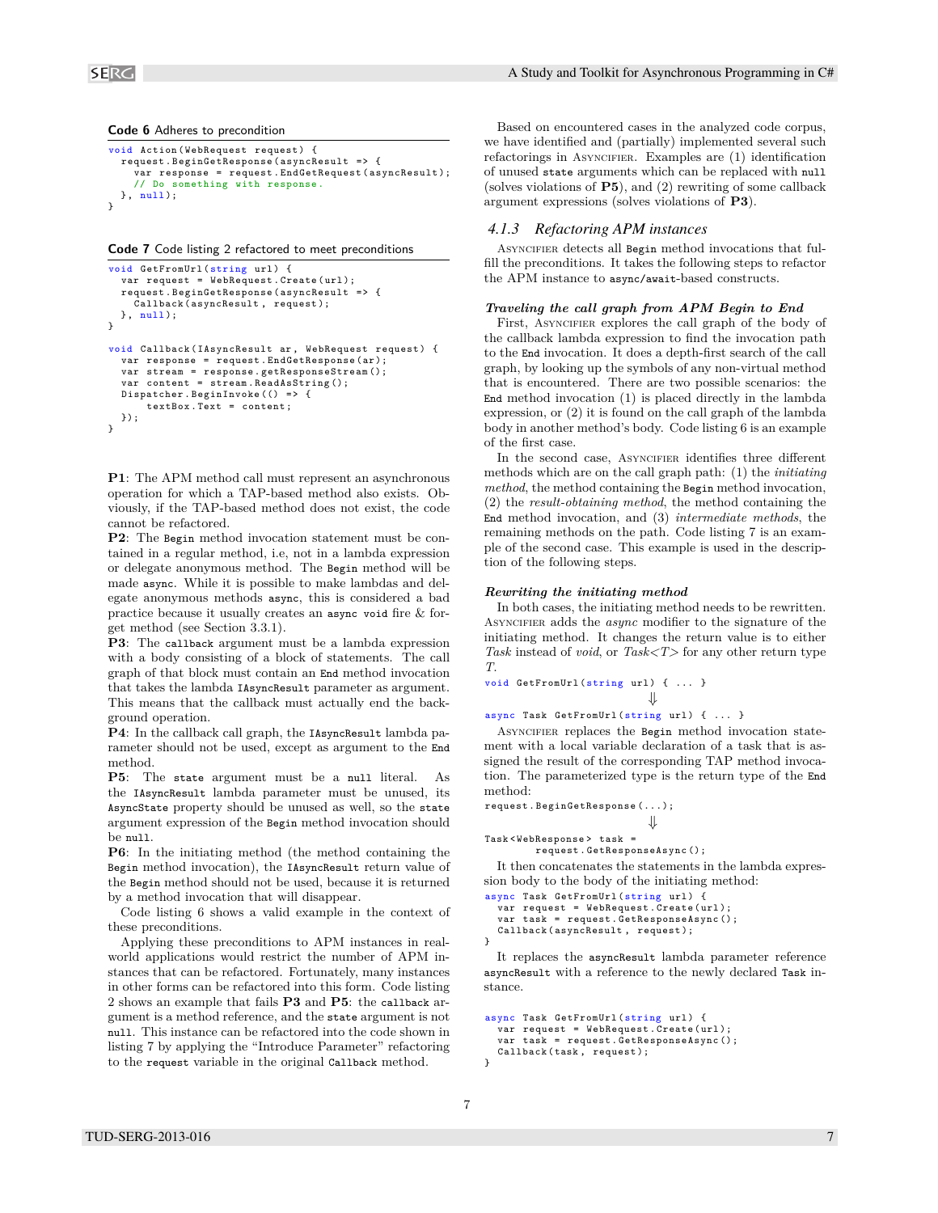**Code 6** Adheres to precondition

```
void Action(WebRequest request) {
  request.BeginGetResponse(asyncResult => {
    var response = request.EndGetRequest(asyncResult);
    // Do something with response.
  }, null);
}
```

**Code 7** Code listing 2 refactored to meet preconditions

```
void GetFromUrl(string url) {
  var request = WebRequest.Create(url);
  request.BeginGetResponse(asyncResult => {
    Callback(asyncResult, request);
  }, null);
}

void Callback(IAsyncResult ar, WebRequest request) {
  var response = request.EndGetResponse(ar);
  var stream = response.getResponseStream();
  var content = stream.ReadAsString();
  Dispatcher.BeginInvoke(() => {
      textBox.Text = content;
  });
}
```

**P1**: The APM method call must represent an asynchronous operation for which a TAP-based method also exists. Obviously, if the TAP-based method does not exist, the code cannot be refactored.

**P2**: The `Begin` method invocation statement must be contained in a regular method, i.e, not in a lambda expression or delegate anonymous method. The `Begin` method will be made `async`. While it is possible to make lambdas and delegate anonymous methods `async`, this is considered a bad practice because it usually creates an `async void` fire & forget method (see Section 3.3.1).

**P3**: The `callback` argument must be a lambda expression with a body consisting of a block of statements. The call graph of that block must contain an `End` method invocation that takes the lambda `IAsyncResult` parameter as argument. This means that the callback must actually end the background operation.

**P4**: In the callback call graph, the `IAsyncResult` lambda parameter should not be used, except as argument to the `End` method.

**P5**: The `state` argument must be a `null` literal. As the `IAsyncResult` lambda parameter must be unused, its `AsyncState` property should be unused as well, so the `state` argument expression of the `Begin` method invocation should be `null`.

**P6**: In the initiating method (the method containing the `Begin` method invocation), the `IAsyncResult` return value of the `Begin` method should not be used, because it is returned by a method invocation that will disappear.

Code listing 6 shows a valid example in the context of these preconditions.

Applying these preconditions to APM instances in real-world applications would restrict the number of APM instances that can be refactored. Fortunately, many instances in other forms can be refactored into this form. Code listing 2 shows an example that fails **P3** and **P5**: the `callback` argument is a method reference, and the `state` argument is not `null`. This instance can be refactored into the code shown in listing 7 by applying the "Introduce Parameter" refactoring to the `request` variable in the original `Callback` method.

Based on encountered cases in the analyzed code corpus, we have identified and (partially) implemented several such refactorings in Asyncifier. Examples are (1) identification of unused `state` arguments which can be replaced with `null` (solves violations of **P5**), and (2) rewriting of some callback argument expressions (solves violations of **P3**).

### 4.1.3 Refactoring APM instances

Asyncifier detects all `Begin` method invocations that fulfill the preconditions. It takes the following steps to refactor the APM instance to `async/await`-based constructs.

***Traveling the call graph from APM Begin to End***

First, Asyncifier explores the call graph of the body of the callback lambda expression to find the invocation path to the `End` invocation. It does a depth-first search of the call graph, by looking up the symbols of any non-virtual method that is encountered. There are two possible scenarios: the `End` method invocation (1) is placed directly in the lambda expression, or (2) it is found on the call graph of the lambda body in another method's body. Code listing 6 is an example of the first case.

In the second case, Asyncifier identifies three different methods which are on the call graph path: (1) the *initiating method*, the method containing the `Begin` method invocation, (2) the *result-obtaining method*, the method containing the `End` method invocation, and (3) *intermediate methods*, the remaining methods on the path. Code listing 7 is an example of the second case. This example is used in the description of the following steps.

***Rewriting the initiating method***

In both cases, the initiating method needs to be rewritten. Asyncifier adds the *async* modifier to the signature of the initiating method. It changes the return value is to either *Task* instead of *void*, or *Task<T>* for any other return type *T*.

```
void GetFromUrl(string url) { ... }
```

$$\Downarrow$$

```
async Task GetFromUrl(string url) { ... }
```

Asyncifier replaces the `Begin` method invocation statement with a local variable declaration of a task that is assigned the result of the corresponding TAP method invocation. The parameterized type is the return type of the `End` method:

```
request.BeginGetResponse(...);
```

$$\Downarrow$$

```
Task<WebResponse> task =
        request.GetResponseAsync();
```

It then concatenates the statements in the lambda expression body to the body of the initiating method:

```
async Task GetFromUrl(string url) {
  var request = WebRequest.Create(url);
  var task = request.GetResponseAsync();
  Callback(asyncResult, request);
}
```

It replaces the `asyncResult` lambda parameter reference `asyncResult` with a reference to the newly declared `Task` instance.

```
async Task GetFromUrl(string url) {
  var request = WebRequest.Create(url);
  var task = request.GetResponseAsync();
  Callback(task, request);
}
```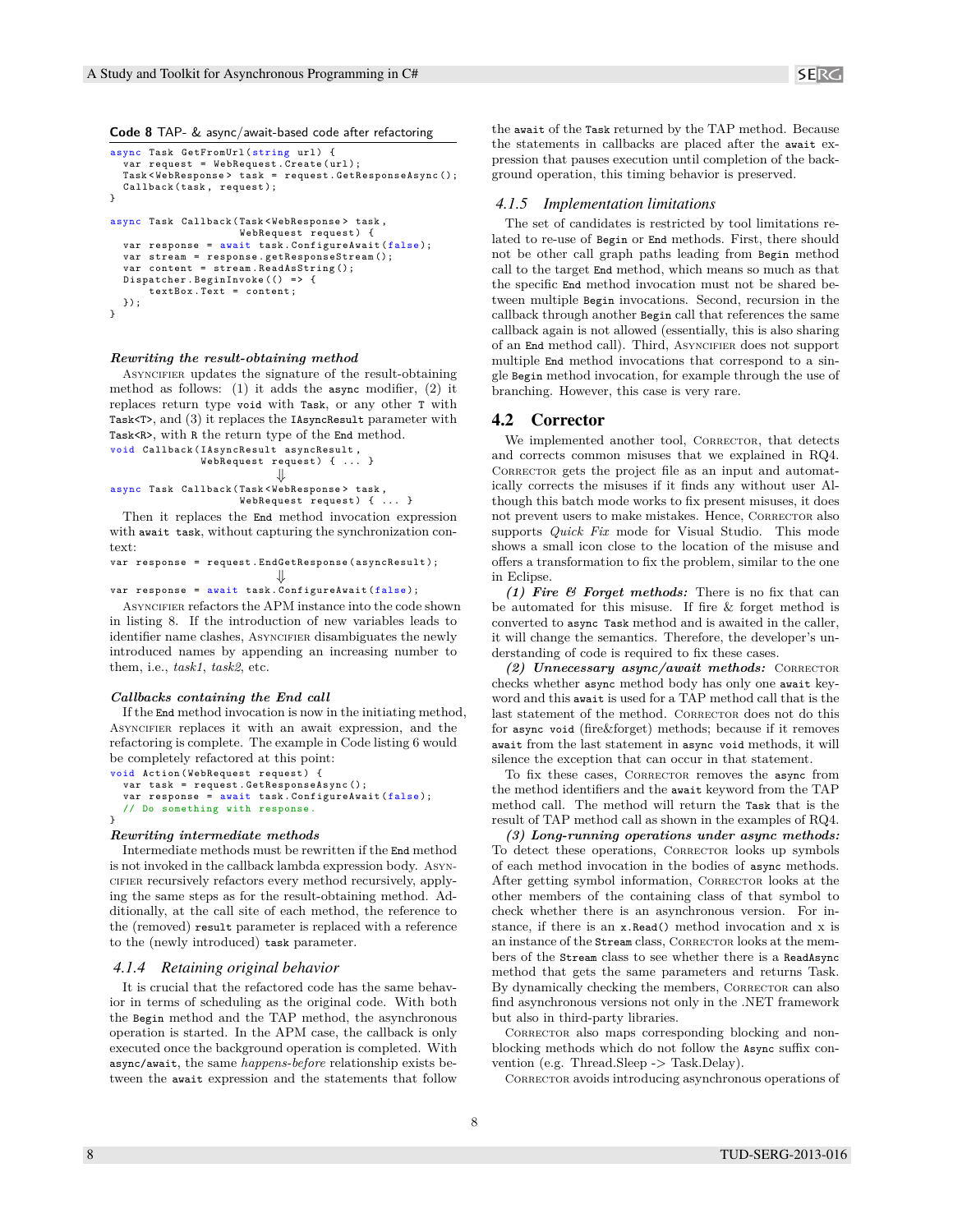**Code 8** TAP- & async/await-based code after refactoring

```
async Task GetFromUrl(string url) {
  var request = WebRequest.Create(url);
  Task<WebResponse> task = request.GetResponseAsync();
  Callback(task, request);
}

async Task Callback(Task<WebResponse> task,
                    WebRequest request) {
  var response = await task.ConfigureAwait(false);
  var stream = response.getResponseStream();
  var content = stream.ReadAsString();
  Dispatcher.BeginInvoke(() => {
      textBox.Text = content;
  });
}
```

***Rewriting the result-obtaining method***

Asyncifier updates the signature of the result-obtaining method as follows: (1) it adds the `async` modifier, (2) it replaces return type `void` with `Task`, or any other `T` with `Task<T>`, and (3) it replaces the `IAsyncResult` parameter with `Task<R>`, with `R` the return type of the `End` method.

```
void Callback(IAsyncResult asyncResult,
              WebRequest request) { ... }
                    ⇓
async Task Callback(Task<WebResponse> task,
                    WebRequest request) { ... }
```

Then it replaces the `End` method invocation expression with `await task`, without capturing the synchronization context:

```
var response = request.EndGetResponse(asyncResult);
                    ⇓
var response = await task.ConfigureAwait(false);
```

Asyncifier refactors the APM instance into the code shown in listing 8. If the introduction of new variables leads to identifier name clashes, Asyncifier disambiguates the newly introduced names by appending an increasing number to them, i.e., *task1*, *task2*, etc.

***Callbacks containing the End call***

If the `End` method invocation is now in the initiating method, Asyncifier replaces it with an await expression, and the refactoring is complete. The example in Code listing 6 would be completely refactored at this point:

```
void Action(WebRequest request) {
  var task = request.GetResponseAsync();
  var response = await task.ConfigureAwait(false);
  // Do something with response.
}
```

***Rewriting intermediate methods***

Intermediate methods must be rewritten if the `End` method is not invoked in the callback lambda expression body. Asyncifier recursively refactors every method recursively, applying the same steps as for the result-obtaining method. Additionally, at the call site of each method, the reference to the (removed) `result` parameter is replaced with a reference to the (newly introduced) `task` parameter.

### *4.1.4 Retaining original behavior*

It is crucial that the refactored code has the same behavior in terms of scheduling as the original code. With both the `Begin` method and the TAP method, the asynchronous operation is started. In the APM case, the callback is only executed once the background operation is completed. With `async/await`, the same *happens-before* relationship exists between the `await` expression and the statements that follow the `await` of the `Task` returned by the TAP method. Because the statements in callbacks are placed after the `await` expression that pauses execution until completion of the background operation, this timing behavior is preserved.

### *4.1.5 Implementation limitations*

The set of candidates is restricted by tool limitations related to re-use of `Begin` or `End` methods. First, there should not be other call graph paths leading from `Begin` method call to the target `End` method, which means so much as that the specific `End` method invocation must not be shared between multiple `Begin` invocations. Second, recursion in the callback through another `Begin` call that references the same callback again is not allowed (essentially, this is also sharing of an `End` method call). Third, Asyncifier does not support multiple `End` method invocations that correspond to a single `Begin` method invocation, for example through the use of branching. However, this case is very rare.

## 4.2 Corrector

We implemented another tool, Corrector, that detects and corrects common misuses that we explained in RQ4. Corrector gets the project file as an input and automatically corrects the misuses if it finds any without user. Although this batch mode works to fix present misuses, it does not prevent users to make mistakes. Hence, Corrector also supports *Quick Fix* mode for Visual Studio. This mode shows a small icon close to the location of the misuse and offers a transformation to fix the problem, similar to the one in Eclipse.

***(1) Fire & Forget methods:*** There is no fix that can be automated for this misuse. If fire & forget method is converted to `async Task` method and is awaited in the caller, it will change the semantics. Therefore, the developer's understanding of code is required to fix these cases.

***(2) Unnecessary async/await methods:*** Corrector checks whether `async` method body has only one `await` keyword and this `await` is used for a TAP method call that is the last statement of the method. Corrector does not do this for `async void` (fire&forget) methods; because if it removes `await` from the last statement in `async void` methods, it will silence the exception that can occur in that statement.

To fix these cases, Corrector removes the `async` from the method identifiers and the `await` keyword from the TAP method call. The method will return the `Task` that is the result of TAP method call as shown in the examples of RQ4.

***(3) Long-running operations under async methods:*** To detect these operations, Corrector looks up symbols of each method invocation in the bodies of `async` methods. After getting symbol information, Corrector looks at the other members of the containing class of that symbol to check whether there is an asynchronous version. For instance, if there is an `x.Read()` method invocation and `x` is an instance of the `Stream` class, Corrector looks at the members of the `Stream` class to see whether there is a `ReadAsync` method that gets the same parameters and returns Task. By dynamically checking the members, Corrector can also find asynchronous versions not only in the .NET framework but also in third-party libraries.

Corrector also maps corresponding blocking and non-blocking methods which do not follow the `Async` suffix convention (e.g. Thread.Sleep -> Task.Delay).

Corrector avoids introducing asynchronous operations of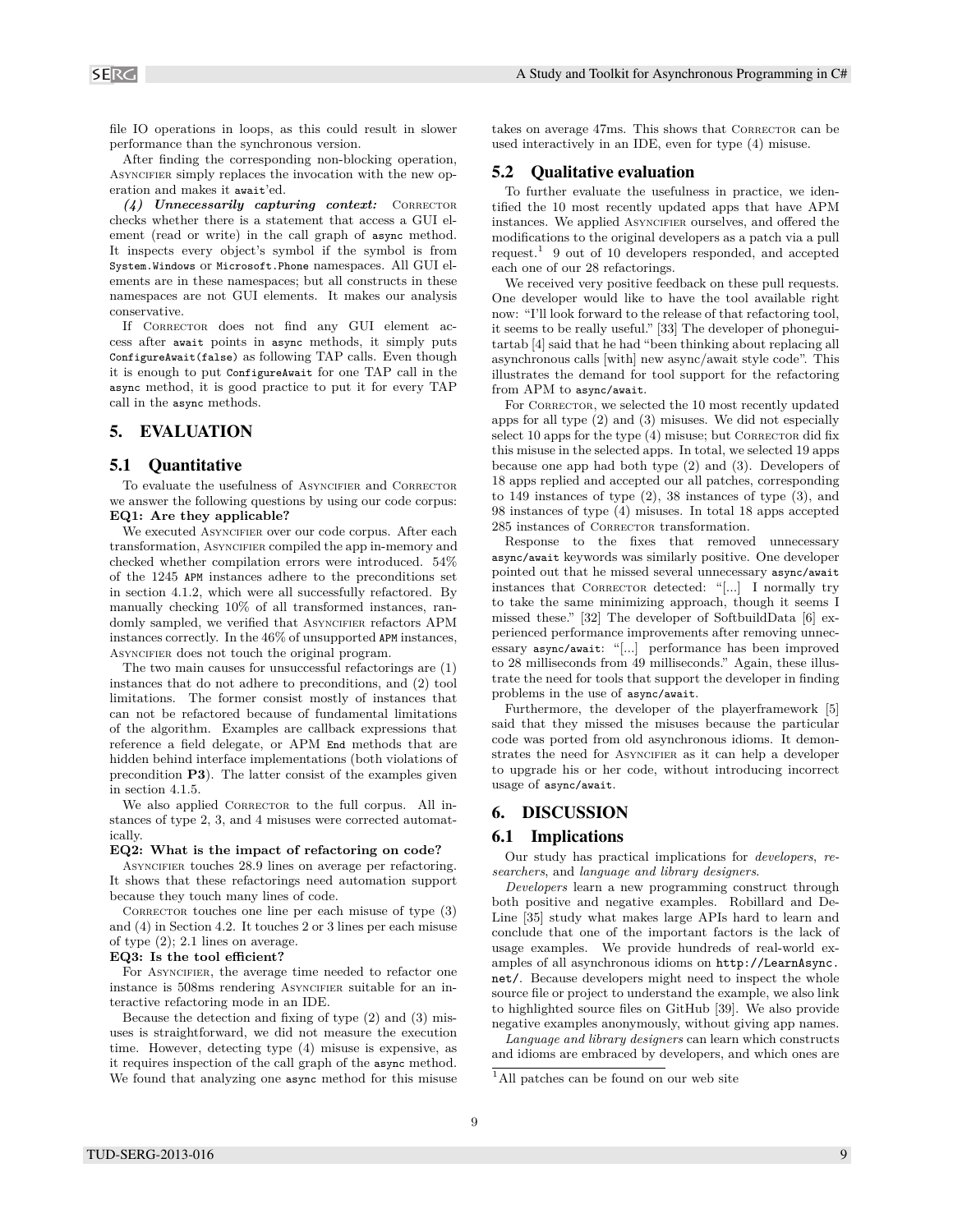file IO operations in loops, as this could result in slower performance than the synchronous version.

After finding the corresponding non-blocking operation, Asyncifier simply replaces the invocation with the new operation and makes it `await`'ed.

***(4) Unnecessarily capturing context:*** Corrector checks whether there is a statement that access a GUI element (read or write) in the call graph of `async` method. It inspects every object's symbol if the symbol is from `System.Windows` or `Microsoft.Phone` namespaces. All GUI elements are in these namespaces; but all constructs in these namespaces are not GUI elements. It makes our analysis conservative.

If Corrector does not find any GUI element access after `await` points in `async` methods, it simply puts `ConfigureAwait(false)` as following TAP calls. Even though it is enough to put `ConfigureAwait` for one TAP call in the `async` method, it is good practice to put it for every TAP call in the `async` methods.

## 5. EVALUATION

### 5.1 Quantitative

To evaluate the usefulness of Asyncifier and Corrector we answer the following questions by using our code corpus:

**EQ1: Are they applicable?**

We executed Asyncifier over our code corpus. After each transformation, Asyncifier compiled the app in-memory and checked whether compilation errors were introduced. 54% of the 1245 `APM` instances adhere to the preconditions set in section 4.1.2, which were all successfully refactored. By manually checking 10% of all transformed instances, randomly sampled, we verified that Asyncifier refactors APM instances correctly. In the 46% of unsupported `APM` instances, Asyncifier does not touch the original program.

The two main causes for unsuccessful refactorings are (1) instances that do not adhere to preconditions, and (2) tool limitations. The former consist mostly of instances that can not be refactored because of fundamental limitations of the algorithm. Examples are callback expressions that reference a field delegate, or APM `End` methods that are hidden behind interface implementations (both violations of precondition **P3**). The latter consist of the examples given in section 4.1.5.

We also applied Corrector to the full corpus. All instances of type 2, 3, and 4 misuses were corrected automatically.

**EQ2: What is the impact of refactoring on code?**

Asyncifier touches 28.9 lines on average per refactoring. It shows that these refactorings need automation support because they touch many lines of code.

Corrector touches one line per each misuse of type (3) and (4) in Section 4.2. It touches 2 or 3 lines per each misuse of type (2); 2.1 lines on average.

**EQ3: Is the tool efficient?**

For Asyncifier, the average time needed to refactor one instance is 508ms rendering Asyncifier suitable for an interactive refactoring mode in an IDE.

Because the detection and fixing of type (2) and (3) misuses is straightforward, we did not measure the execution time. However, detecting type (4) misuse is expensive, as it requires inspection of the call graph of the `async` method. We found that analyzing one `async` method for this misuse takes on average 47ms. This shows that Corrector can be used interactively in an IDE, even for type (4) misuse.

### 5.2 Qualitative evaluation

To further evaluate the usefulness in practice, we identified the 10 most recently updated apps that have APM instances. We applied Asyncifier ourselves, and offered the modifications to the original developers as a patch via a pull request.[1] 9 out of 10 developers responded, and accepted each one of our 28 refactorings.

We received very positive feedback on these pull requests. One developer would like to have the tool available right now: "I'll look forward to the release of that refactoring tool, it seems to be really useful." [33] The developer of phoneguitartab [4] said that he had "been thinking about replacing all asynchronous calls [with] new async/await style code". This illustrates the demand for tool support for the refactoring from APM to `async/await`.

For Corrector, we selected the 10 most recently updated apps for all type (2) and (3) misuses. We did not especially select 10 apps for the type (4) misuse; but Corrector did fix this misuse in the selected apps. In total, we selected 19 apps because one app had both type (2) and (3). Developers of 18 apps replied and accepted our all patches, corresponding to 149 instances of type (2), 38 instances of type (3), and 98 instances of type (4) misuses. In total 18 apps accepted 285 instances of Corrector transformation.

Response to the fixes that removed unnecessary `async/await` keywords was similarly positive. One developer pointed out that he missed several unnecessary `async/await` instances that Corrector detected: "[...] I normally try to take the same minimizing approach, though it seems I missed these." [32] The developer of SoftbuildData [6] experienced performance improvements after removing unnecessary `async/await`: "[...] performance has been improved to 28 milliseconds from 49 milliseconds." Again, these illustrate the need for tools that support the developer in finding problems in the use of `async/await`.

Furthermore, the developer of the playerframework [5] said that they missed the misuses because the particular code was ported from old asynchronous idioms. It demonstrates the need for Asyncifier as it can help a developer to upgrade his or her code, without introducing incorrect usage of `async/await`.

## 6. DISCUSSION

### 6.1 Implications

Our study has practical implications for *developers*, *researchers*, and *language and library designers*.

*Developers* learn a new programming construct through both positive and negative examples. Robillard and DeLine [35] study what makes large APIs hard to learn and conclude that one of the important factors is the lack of usage examples. We provide hundreds of real-world examples of all asynchronous idioms on http://LearnAsync.net/. Because developers might need to inspect the whole source file or project to understand the example, we also link to highlighted source files on GitHub [39]. We also provide negative examples anonymously, without giving app names.

*Language and library designers* can learn which constructs and idioms are embraced by developers, and which ones are

[1] All patches can be found on our web site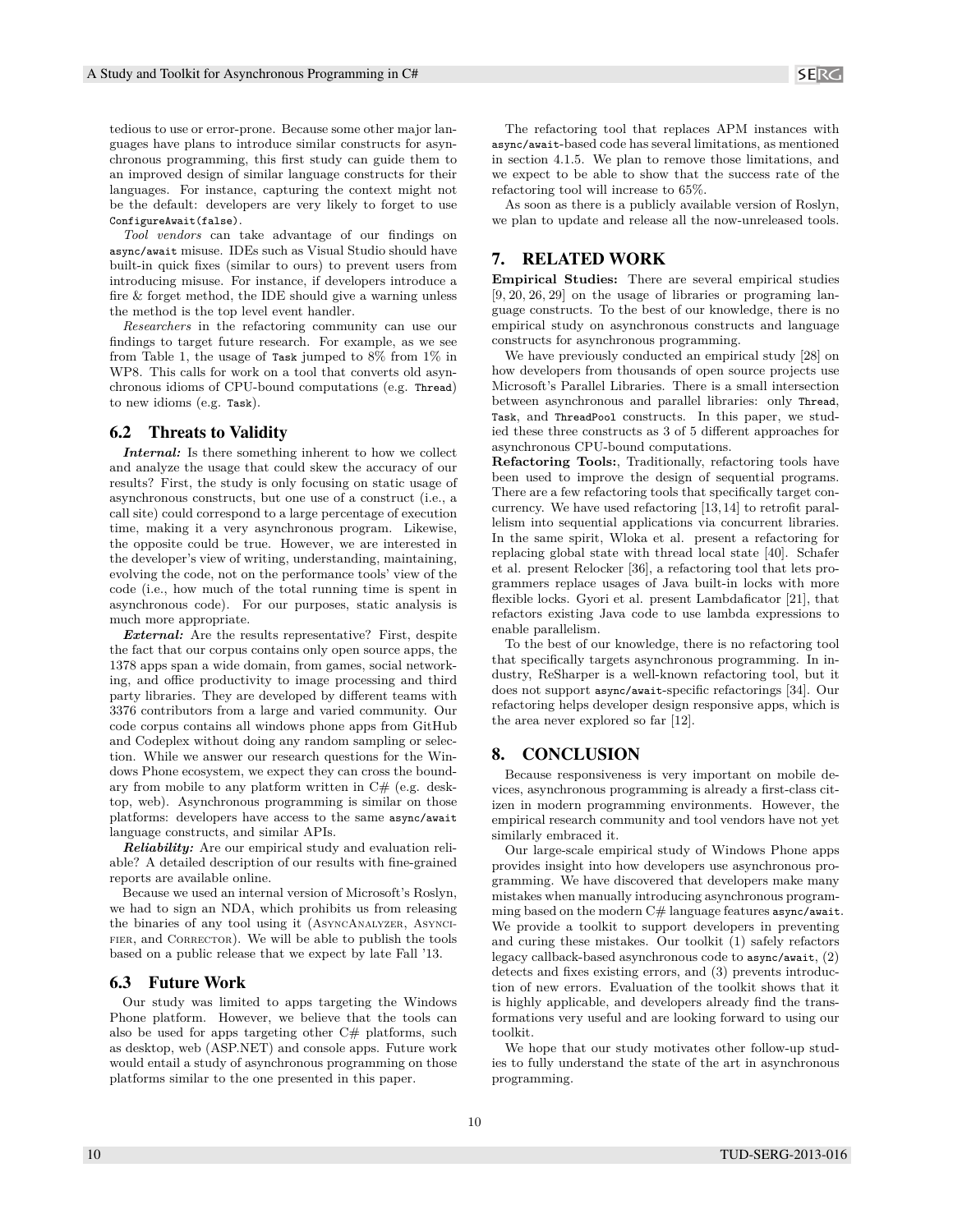tedious to use or error-prone. Because some other major languages have plans to introduce similar constructs for asynchronous programming, this first study can guide them to an improved design of similar language constructs for their languages. For instance, capturing the context might not be the default: developers are very likely to forget to use `ConfigureAwait(false)`.

*Tool vendors* can take advantage of our findings on `async/await` misuse. IDEs such as Visual Studio should have built-in quick fixes (similar to ours) to prevent users from introducing misuse. For instance, if developers introduce a fire & forget method, the IDE should give a warning unless the method is the top level event handler.

*Researchers* in the refactoring community can use our findings to target future research. For example, as we see from Table 1, the usage of `Task` jumped to 8% from 1% in WP8. This calls for work on a tool that converts old asynchronous idioms of CPU-bound computations (e.g. `Thread`) to new idioms (e.g. `Task`).

### 6.2 Threats to Validity

***Internal:*** Is there something inherent to how we collect and analyze the usage that could skew the accuracy of our results? First, the study is only focusing on static usage of asynchronous constructs, but one use of a construct (i.e., a call site) could correspond to a large percentage of execution time, making it a very asynchronous program. Likewise, the opposite could be true. However, we are interested in the developer's view of writing, understanding, maintaining, evolving the code, not on the performance tools' view of the code (i.e., how much of the total running time is spent in asynchronous code). For our purposes, static analysis is much more appropriate.

***External:*** Are the results representative? First, despite the fact that our corpus contains only open source apps, the 1378 apps span a wide domain, from games, social networking, and office productivity to image processing and third party libraries. They are developed by different teams with 3376 contributors from a large and varied community. Our code corpus contains all windows phone apps from GitHub and Codeplex without doing any random sampling or selection. While we answer our research questions for the Windows Phone ecosystem, we expect they can cross the boundary from mobile to any platform written in C# (e.g. desktop, web). Asynchronous programming is similar on those platforms: developers have access to the same `async/await` language constructs, and similar APIs.

***Reliability:*** Are our empirical study and evaluation reliable? A detailed description of our results with fine-grained reports are available online.

Because we used an internal version of Microsoft's Roslyn, we had to sign an NDA, which prohibits us from releasing the binaries of any tool using it (AsyncAnalyzer, Asyncifier, and Corrector). We will be able to publish the tools based on a public release that we expect by late Fall '13.

### 6.3 Future Work

Our study was limited to apps targeting the Windows Phone platform. However, we believe that the tools can also be used for apps targeting other C# platforms, such as desktop, web (ASP.NET) and console apps. Future work would entail a study of asynchronous programming on those platforms similar to the one presented in this paper.

The refactoring tool that replaces APM instances with `async/await`-based code has several limitations, as mentioned in section 4.1.5. We plan to remove those limitations, and we expect to be able to show that the success rate of the refactoring tool will increase to 65%.

As soon as there is a publicly available version of Roslyn, we plan to update and release all the now-unreleased tools.

## 7. RELATED WORK

**Empirical Studies:** There are several empirical studies [9, 20, 26, 29] on the usage of libraries or programing language constructs. To the best of our knowledge, there is no empirical study on asynchronous constructs and language constructs for asynchronous programming.

We have previously conducted an empirical study [28] on how developers from thousands of open source projects use Microsoft's Parallel Libraries. There is a small intersection between asynchronous and parallel libraries: only `Thread`, `Task`, and `ThreadPool` constructs. In this paper, we studied these three constructs as 3 of 5 different approaches for asynchronous CPU-bound computations.

**Refactoring Tools:**, Traditionally, refactoring tools have been used to improve the design of sequential programs. There are a few refactoring tools that specifically target concurrency. We have used refactoring [13, 14] to retrofit parallelism into sequential applications via concurrent libraries. In the same spirit, Wloka et al. present a refactoring for replacing global state with thread local state [40]. Schafer et al. present Relocker [36], a refactoring tool that lets programmers replace usages of Java built-in locks with more flexible locks. Gyori et al. present Lambdaficator [21], that refactors existing Java code to use lambda expressions to enable parallelism.

To the best of our knowledge, there is no refactoring tool that specifically targets asynchronous programming. In industry, ReSharper is a well-known refactoring tool, but it does not support `async/await`-specific refactorings [34]. Our refactoring helps developer design responsive apps, which is the area never explored so far [12].

## 8. CONCLUSION

Because responsiveness is very important on mobile devices, asynchronous programming is already a first-class citizen in modern programming environments. However, the empirical research community and tool vendors have not yet similarly embraced it.

Our large-scale empirical study of Windows Phone apps provides insight into how developers use asynchronous programming. We have discovered that developers make many mistakes when manually introducing asynchronous programming based on the modern C# language features `async/await`. We provide a toolkit to support developers in preventing and curing these mistakes. Our toolkit (1) safely refactors legacy callback-based asynchronous code to `async/await`, (2) detects and fixes existing errors, and (3) prevents introduction of new errors. Evaluation of the toolkit shows that it is highly applicable, and developers already find the transformations very useful and are looking forward to using our toolkit.

We hope that our study motivates other follow-up studies to fully understand the state of the art in asynchronous programming.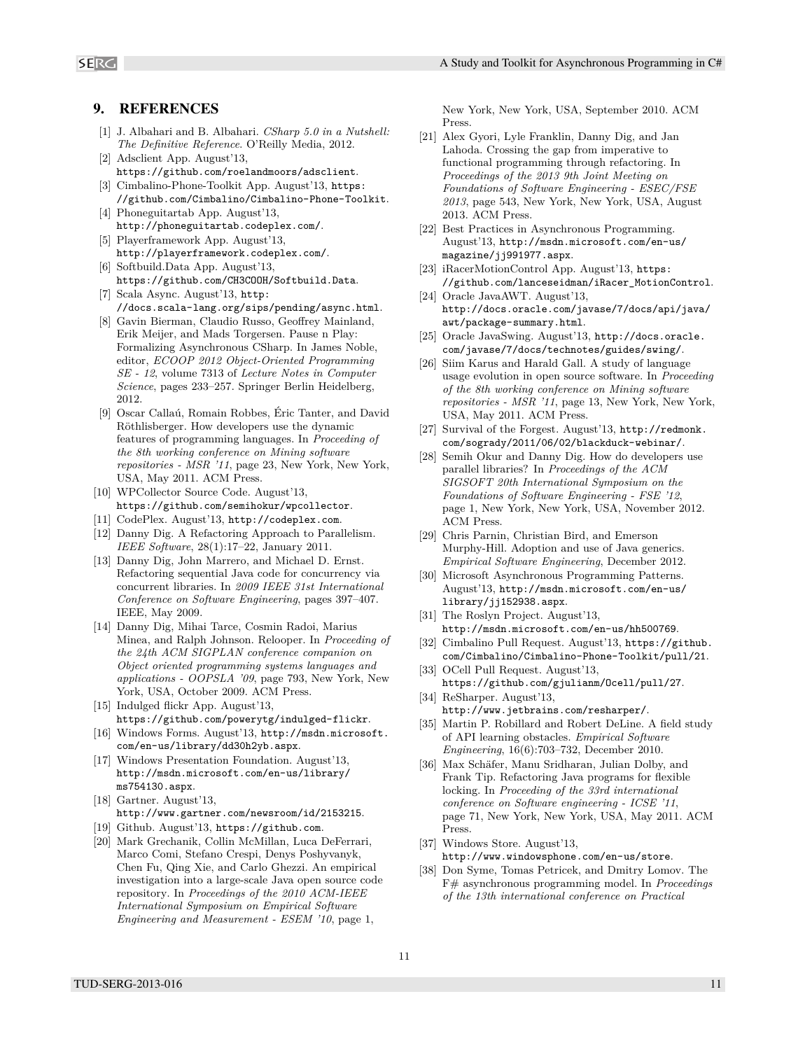## 9. REFERENCES

[1] J. Albahari and B. Albahari. *CSharp 5.0 in a Nutshell: The Definitive Reference*. O'Reilly Media, 2012.

[2] Adsclient App. August'13, https://github.com/roelandmoors/adsclient.

[3] Cimbalino-Phone-Toolkit App. August'13, https://github.com/Cimbalino/Cimbalino-Phone-Toolkit.

[4] Phoneguitartab App. August'13, http://phoneguitartab.codeplex.com/.

[5] Playerframework App. August'13, http://playerframework.codeplex.com/.

[6] Softbuild.Data App. August'13, https://github.com/CH3COOH/Softbuild.Data.

[7] Scala Async. August'13, http://docs.scala-lang.org/sips/pending/async.html.

[8] Gavin Bierman, Claudio Russo, Geoffrey Mainland, Erik Meijer, and Mads Torgersen. Pause n Play: Formalizing Asynchronous CSharp. In James Noble, editor, *ECOOP 2012 Object-Oriented Programming SE - 12*, volume 7313 of *Lecture Notes in Computer Science*, pages 233–257. Springer Berlin Heidelberg, 2012.

[9] Oscar Callaú, Romain Robbes, Éric Tanter, and David Röthlisberger. How developers use the dynamic features of programming languages. In *Proceeding of the 8th working conference on Mining software repositories - MSR '11*, page 23, New York, New York, USA, May 2011. ACM Press.

[10] WPCollector Source Code. August'13, https://github.com/semihokur/wpcollector.

[11] CodePlex. August'13, http://codeplex.com.

[12] Danny Dig. A Refactoring Approach to Parallelism. *IEEE Software*, 28(1):17–22, January 2011.

[13] Danny Dig, John Marrero, and Michael D. Ernst. Refactoring sequential Java code for concurrency via concurrent libraries. In *2009 IEEE 31st International Conference on Software Engineering*, pages 397–407. IEEE, May 2009.

[14] Danny Dig, Mihai Tarce, Cosmin Radoi, Marius Minea, and Ralph Johnson. Relooper. In *Proceeding of the 24th ACM SIGPLAN conference companion on Object oriented programming systems languages and applications - OOPSLA '09*, page 793, New York, New York, USA, October 2009. ACM Press.

[15] Indulged flickr App. August'13, https://github.com/powerytg/indulged-flickr.

[16] Windows Forms. August'13, http://msdn.microsoft.com/en-us/library/dd30h2yb.aspx.

[17] Windows Presentation Foundation. August'13, http://msdn.microsoft.com/en-us/library/ms754130.aspx.

[18] Gartner. August'13, http://www.gartner.com/newsroom/id/2153215.

[19] Github. August'13, https://github.com.

[20] Mark Grechanik, Collin McMillan, Luca DeFerrari, Marco Comi, Stefano Crespi, Denys Poshyvanyk, Chen Fu, Qing Xie, and Carlo Ghezzi. An empirical investigation into a large-scale Java open source code repository. In *Proceedings of the 2010 ACM-IEEE International Symposium on Empirical Software Engineering and Measurement - ESEM '10*, page 1, New York, New York, USA, September 2010. ACM Press.

[21] Alex Gyori, Lyle Franklin, Danny Dig, and Jan Lahoda. Crossing the gap from imperative to functional programming through refactoring. In *Proceedings of the 2013 9th Joint Meeting on Foundations of Software Engineering - ESEC/FSE 2013*, page 543, New York, New York, USA, August 2013. ACM Press.

[22] Best Practices in Asynchronous Programming. August'13, http://msdn.microsoft.com/en-us/magazine/jj991977.aspx.

[23] iRacerMotionControl App. August'13, https://github.com/lanceseidman/iRacer_MotionControl.

[24] Oracle JavaAWT. August'13, http://docs.oracle.com/javase/7/docs/api/java/awt/package-summary.html.

[25] Oracle JavaSwing. August'13, http://docs.oracle.com/javase/7/docs/technotes/guides/swing/.

[26] Siim Karus and Harald Gall. A study of language usage evolution in open source software. In *Proceeding of the 8th working conference on Mining software repositories - MSR '11*, page 13, New York, New York, USA, May 2011. ACM Press.

[27] Survival of the Forgest. August'13, http://redmonk.com/sogrady/2011/06/02/blackduck-webinar/.

[28] Semih Okur and Danny Dig. How do developers use parallel libraries? In *Proceedings of the ACM SIGSOFT 20th International Symposium on the Foundations of Software Engineering - FSE '12*, page 1, New York, New York, USA, November 2012. ACM Press.

[29] Chris Parnin, Christian Bird, and Emerson Murphy-Hill. Adoption and use of Java generics. *Empirical Software Engineering*, December 2012.

[30] Microsoft Asynchronous Programming Patterns. August'13, http://msdn.microsoft.com/en-us/library/jj152938.aspx.

[31] The Roslyn Project. August'13, http://msdn.microsoft.com/en-us/hh500769.

[32] Cimbalino Pull Request. August'13, https://github.com/Cimbalino/Cimbalino-Phone-Toolkit/pull/21.

[33] OCell Pull Request. August'13, https://github.com/gjulianm/Ocell/pull/27.

[34] ReSharper. August'13, http://www.jetbrains.com/resharper/.

[35] Martin P. Robillard and Robert DeLine. A field study of API learning obstacles. *Empirical Software Engineering*, 16(6):703–732, December 2010.

[36] Max Schäfer, Manu Sridharan, Julian Dolby, and Frank Tip. Refactoring Java programs for flexible locking. In *Proceeding of the 33rd international conference on Software engineering - ICSE '11*, page 71, New York, New York, USA, May 2011. ACM Press.

[37] Windows Store. August'13, http://www.windowsphone.com/en-us/store.

[38] Don Syme, Tomas Petricek, and Dmitry Lomov. The F# asynchronous programming model. In *Proceedings of the 13th international conference on Practical*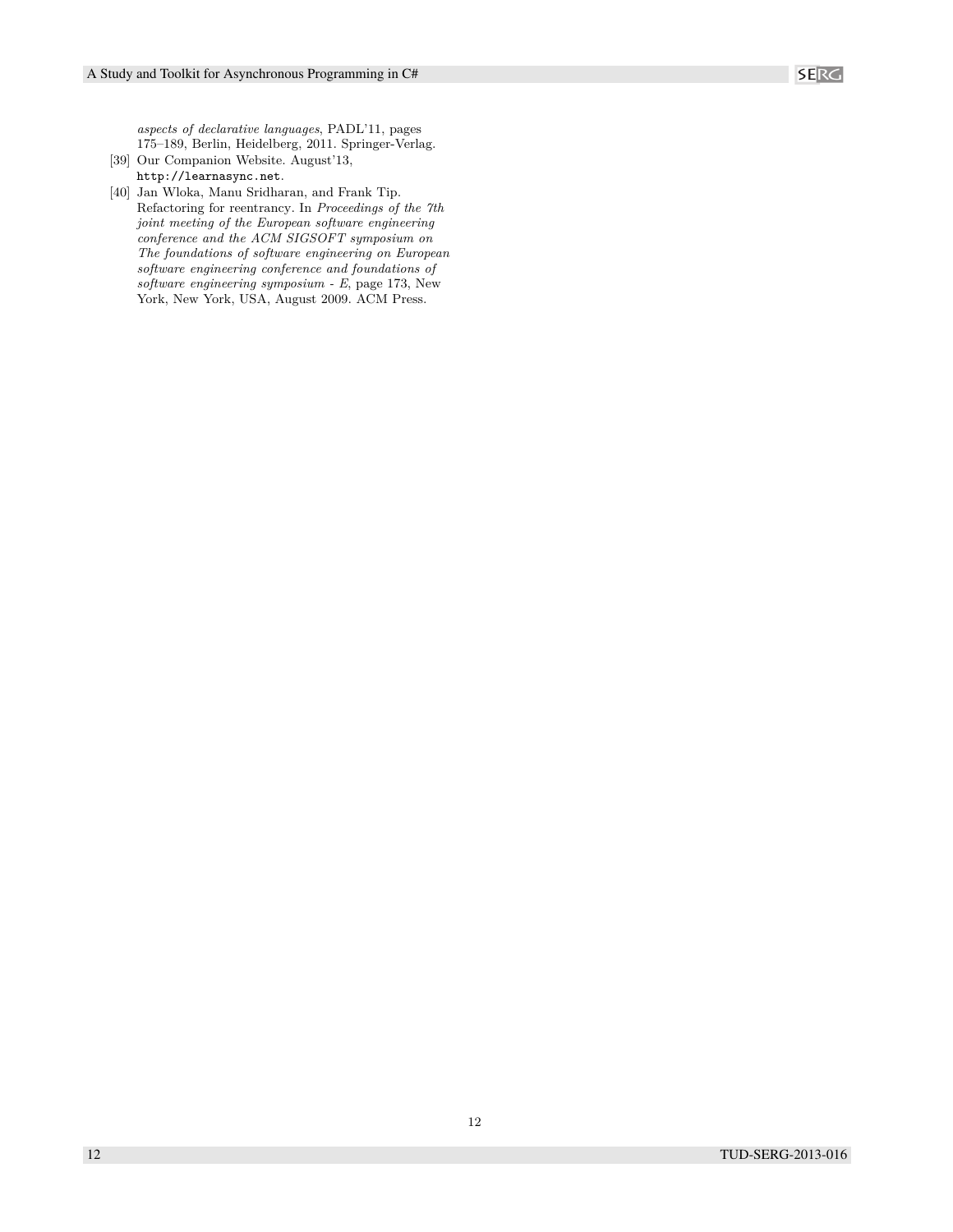*aspects of declarative languages*, PADL'11, pages 175–189, Berlin, Heidelberg, 2011. Springer-Verlag.

[39] Our Companion Website. August'13, `http://learnasync.net`.

[40] Jan Wloka, Manu Sridharan, and Frank Tip. Refactoring for reentrancy. In *Proceedings of the 7th joint meeting of the European software engineering conference and the ACM SIGSOFT symposium on The foundations of software engineering on European software engineering conference and foundations of software engineering symposium - E*, page 173, New York, New York, USA, August 2009. ACM Press.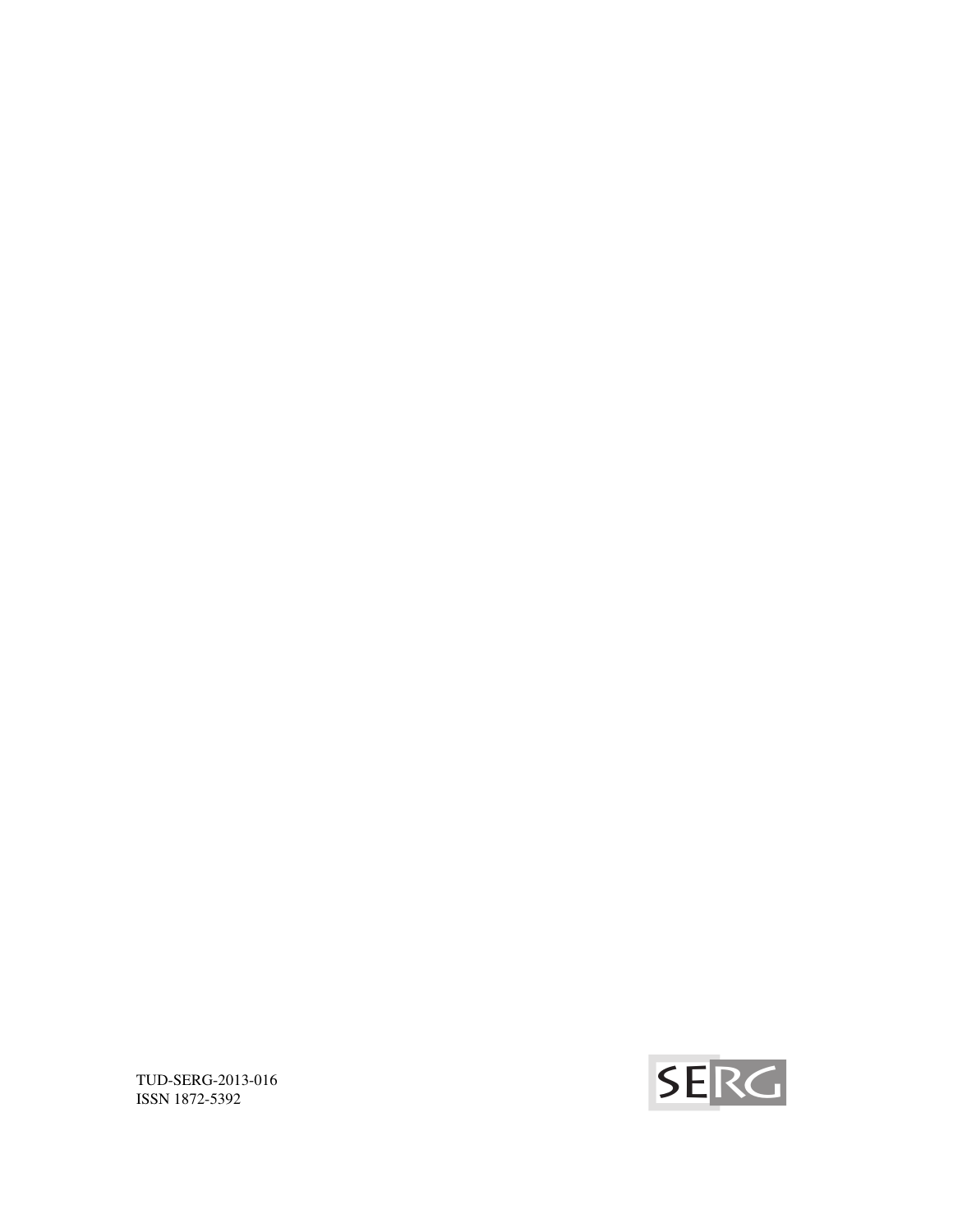TUD-SERG-2013-016
ISSN 1872-5392

SERG